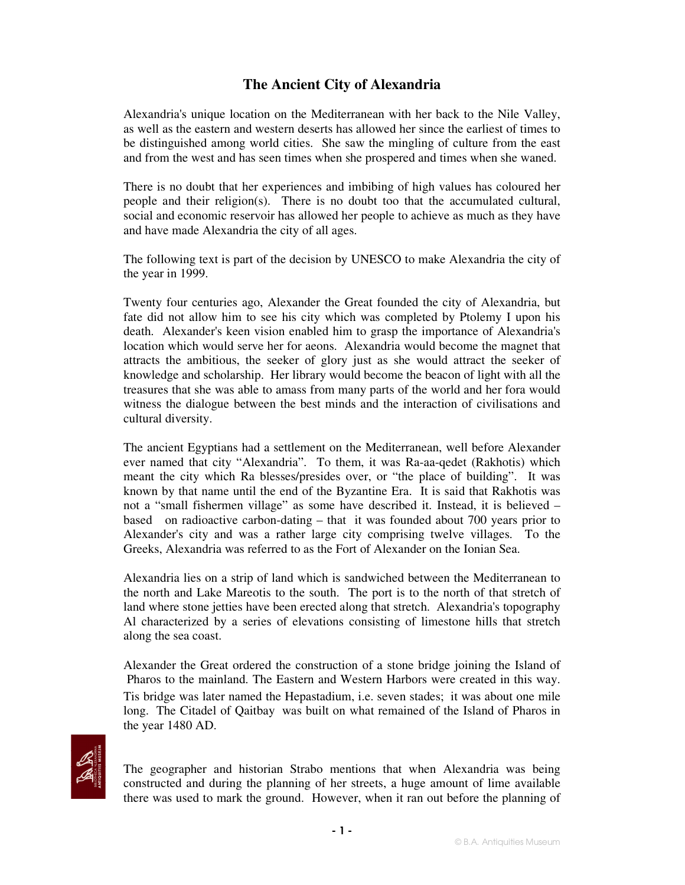# The Ancient City of Alexandria

Alexandria's unique location on the Mediterranean with her back to the Nile Valley, as well as the eastern and western deserts has allowed her since the earliest of times to be distinguished among world cities. She saw the mingling of culture from the east and from the west and has seen times when she prospered and times when she waned.

There is no doubt that her experiences and imbibing of high values has coloured her people and their religion(s). There is no doubt too that the accumulated cultural, social and economic reservoir has allowed her people to achieve as much as they have and have made Alexandria the city of all ages.

The following text is part of the decision by UNESCO to make Alexandria the city of the year in 1999.

Twenty four centuries ago, Alexander the Great founded the city of Alexandria, but fate did not allow him to see his city which was completed by Ptolemy I upon his death. Alexander's keen vision enabled him to grasp the importance of Alexandria's location which would serve her for aeons. Alexandria would become the magnet that attracts the ambitious, the seeker of glory just as she would attract the seeker of knowledge and scholarship. Her library would become the beacon of light with all the treasures that she was able to amass from many parts of the world and her fora would witness the dialogue between the best minds and the interaction of civilisations and cultural diversity.

The ancient Egyptians had a settlement on the Mediterranean, well before Alexander ever named that city "Alexandria". To them, it was Ra-aa-qedet (Rakhotis) which meant the city which Ra blesses/presides over, or "the place of building". It was known by that name until the end of the Byzantine Era. It is said that Rakhotis was not a "small fishermen village" as some have described it. Instead, it is believed – based on radioactive carbon-dating – that it was founded about 700 years prior to Alexander's city and was a rather large city comprising twelve villages. To the Greeks, Alexandria was referred to as the Fort of Alexander on the Ionian Sea.

Alexandria lies on a strip of land which is sandwiched between the Mediterranean to the north and Lake Mareotis to the south. The port is to the north of that stretch of land where stone jetties have been erected along that stretch. Alexandria's topography Al characterized by a series of elevations consisting of limestone hills that stretch along the sea coast.

Alexander the Great ordered the construction of a stone bridge joining the Island of Pharos to the mainland. The Eastern and Western Harbors were created in this way. Tis bridge was later named the Hepastadium, i.e. seven stades; it was about one mile long. The Citadel of Qaitbay was built on what remained of the Island of Pharos in the year 1480 AD.

The geographer and historian Strabo mentions that when Alexandria was being constructed and during the planning of her streets, a huge amount of lime available there was used to mark the ground. However, when it ran out before the planning of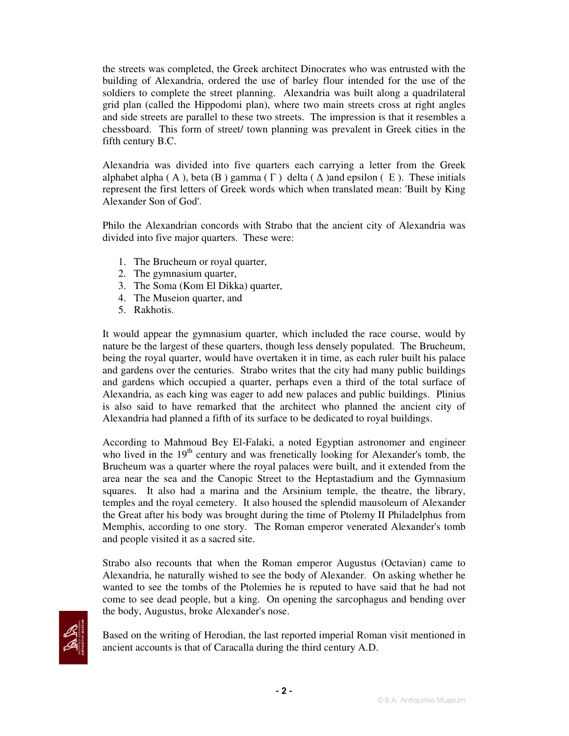the streets was completed, the Greek architect Dinocrates who was entrusted with the building of Alexandria, ordered the use of barley flour intended for the use of the soldiers to complete the street planning. Alexandria was built along a quadrilateral grid plan (called the Hippodomi plan), where two main streets cross at right angles and side streets are parallel to these two streets. The impression is that it resembles a chessboard. This form of street/ town planning was prevalent in Greek cities in the fifth century B.C.

Alexandria was divided into five quarters each carrying a letter from the Greek alphabet alpha ( A ), beta (B ) gamma ( Γ ) delta ( Δ )and epsilon ( E ). These initials represent the first letters of Greek words which when translated mean: 'Built by King Alexander Son of God'.

Philo the Alexandrian concords with Strabo that the ancient city of Alexandria was divided into five major quarters. These were:

1. The Brucheum or royal quarter,
2. The gymnasium quarter,
3. The Soma (Kom El Dikka) quarter,
4. The Museion quarter, and
5. Rakhotis.

It would appear the gymnasium quarter, which included the race course, would by nature be the largest of these quarters, though less densely populated. The Brucheum, being the royal quarter, would have overtaken it in time, as each ruler built his palace and gardens over the centuries. Strabo writes that the city had many public buildings and gardens which occupied a quarter, perhaps even a third of the total surface of Alexandria, as each king was eager to add new palaces and public buildings. Plinius is also said to have remarked that the architect who planned the ancient city of Alexandria had planned a fifth of its surface to be dedicated to royal buildings.

According to Mahmoud Bey El-Falaki, a noted Egyptian astronomer and engineer who lived in the 19th century and was frenetically looking for Alexander's tomb, the Brucheum was a quarter where the royal palaces were built, and it extended from the area near the sea and the Canopic Street to the Heptastadium and the Gymnasium squares. It also had a marina and the Arsinium temple, the theatre, the library, temples and the royal cemetery. It also housed the splendid mausoleum of Alexander the Great after his body was brought during the time of Ptolemy II Philadelphus from Memphis, according to one story. The Roman emperor venerated Alexander's tomb and people visited it as a sacred site.

Strabo also recounts that when the Roman emperor Augustus (Octavian) came to Alexandria, he naturally wished to see the body of Alexander. On asking whether he wanted to see the tombs of the Ptolemies he is reputed to have said that he had not come to see dead people, but a king. On opening the sarcophagus and bending over the body, Augustus, broke Alexander's nose.

Based on the writing of Herodian, the last reported imperial Roman visit mentioned in ancient accounts is that of Caracalla during the third century A.D.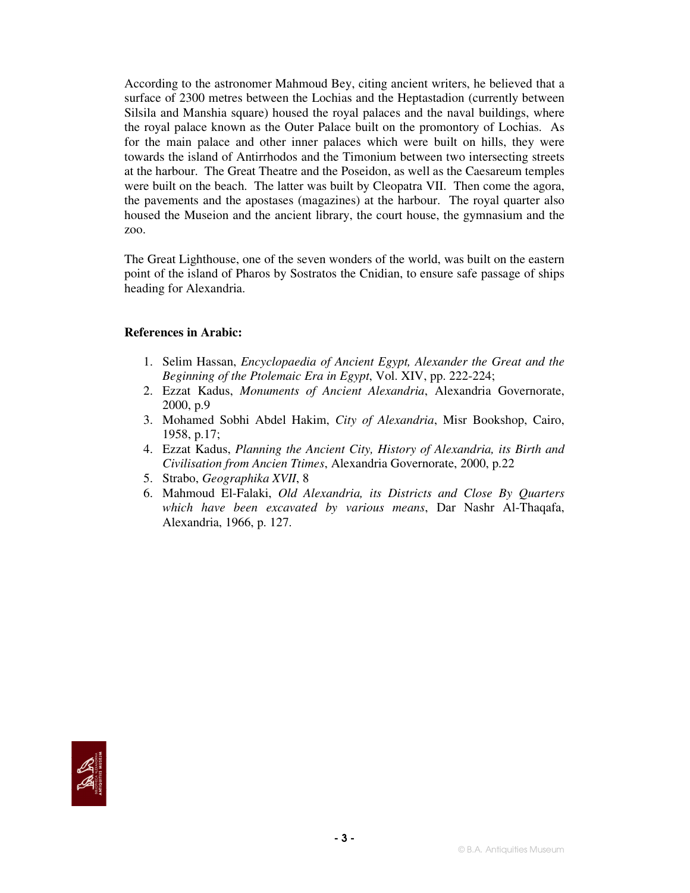According to the astronomer Mahmoud Bey, citing ancient writers, he believed that a surface of 2300 metres between the Lochias and the Heptastadion (currently between Silsila and Manshia square) housed the royal palaces and the naval buildings, where the royal palace known as the Outer Palace built on the promontory of Lochias. As for the main palace and other inner palaces which were built on hills, they were towards the island of Antirrhodos and the Timonium between two intersecting streets at the harbour. The Great Theatre and the Poseidon, as well as the Caesareum temples were built on the beach. The latter was built by Cleopatra VII. Then come the agora, the pavements and the apostases (magazines) at the harbour. The royal quarter also housed the Museion and the ancient library, the court house, the gymnasium and the zoo.

The Great Lighthouse, one of the seven wonders of the world, was built on the eastern point of the island of Pharos by Sostratos the Cnidian, to ensure safe passage of ships heading for Alexandria.

**References in Arabic:**

1. Selim Hassan, *Encyclopaedia of Ancient Egypt, Alexander the Great and the Beginning of the Ptolemaic Era in Egypt*, Vol. XIV, pp. 222-224;
2. Ezzat Kadus, *Monuments of Ancient Alexandria*, Alexandria Governorate, 2000, p.9
3. Mohamed Sobhi Abdel Hakim, *City of Alexandria*, Misr Bookshop, Cairo, 1958, p.17;
4. Ezzat Kadus, *Planning the Ancient City, History of Alexandria, its Birth and Civilisation from Ancien Ttimes*, Alexandria Governorate, 2000, p.22
5. Strabo, *Geographika XVII*, 8
6. Mahmoud El-Falaki, *Old Alexandria, its Districts and Close By Quarters which have been excavated by various means*, Dar Nashr Al-Thaqafa, Alexandria, 1966, p. 127.